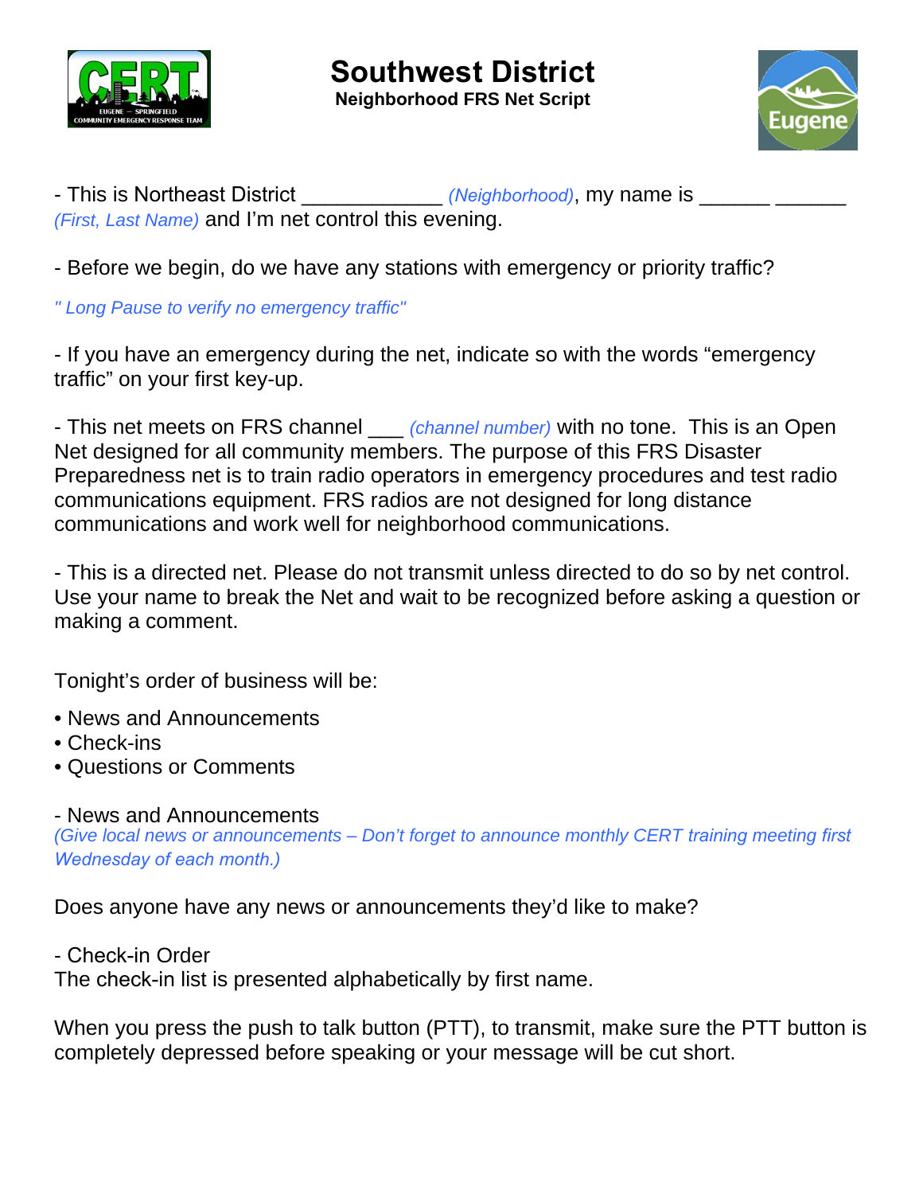# Southwest District

**Neighborhood FRS Net Script**

- This is Northeast District ____________ *(Neighborhood)*, my name is ______ ______ *(First, Last Name)* and I'm net control this evening.

- Before we begin, do we have any stations with emergency or priority traffic?

*" Long Pause to verify no emergency traffic"*

- If you have an emergency during the net, indicate so with the words "emergency traffic" on your first key-up.

- This net meets on FRS channel ___ *(channel number)* with no tone. This is an Open Net designed for all community members. The purpose of this FRS Disaster Preparedness net is to train radio operators in emergency procedures and test radio communications equipment. FRS radios are not designed for long distance communications and work well for neighborhood communications.

- This is a directed net. Please do not transmit unless directed to do so by net control. Use your name to break the Net and wait to be recognized before asking a question or making a comment.

Tonight's order of business will be:

- News and Announcements
- Check-ins
- Questions or Comments

- News and Announcements

*(Give local news or announcements – Don't forget to announce monthly CERT training meeting first Wednesday of each month.)*

Does anyone have any news or announcements they'd like to make?

- Check-in Order

The check-in list is presented alphabetically by first name.

When you press the push to talk button (PTT), to transmit, make sure the PTT button is completely depressed before speaking or your message will be cut short.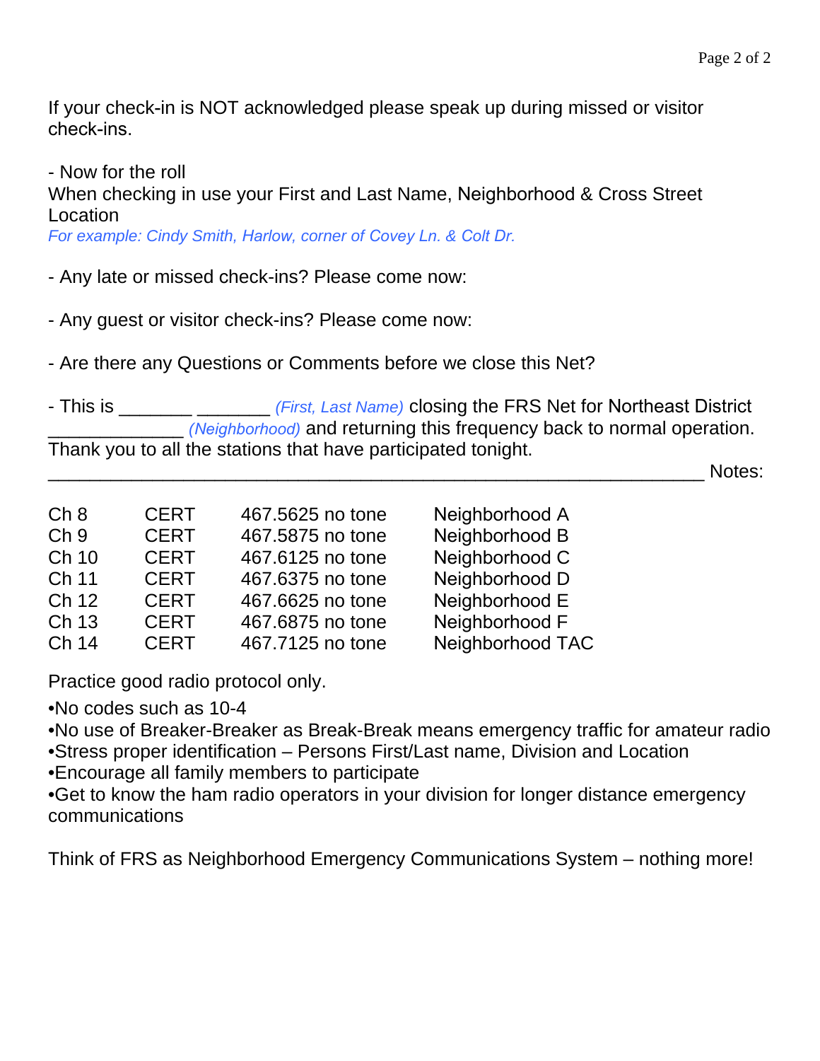If your check-in is NOT acknowledged please speak up during missed or visitor check-ins.

- Now for the roll

When checking in use your First and Last Name, Neighborhood & Cross Street Location

*For example: Cindy Smith, Harlow, corner of Covey Ln. & Colt Dr.*

- Any late or missed check-ins? Please come now:

- Any guest or visitor check-ins? Please come now:

- Are there any Questions or Comments before we close this Net?

- This is _______ _______ *(First, Last Name)* closing the FRS Net for Northeast District _____________ *(Neighborhood)* and returning this frequency back to normal operation. Thank you to all the stations that have participated tonight.

____________________________________________________________ Notes:

| | | | |
|---|---|---|---|
| Ch 8 | CERT | 467.5625 no tone | Neighborhood A |
| Ch 9 | CERT | 467.5875 no tone | Neighborhood B |
| Ch 10 | CERT | 467.6125 no tone | Neighborhood C |
| Ch 11 | CERT | 467.6375 no tone | Neighborhood D |
| Ch 12 | CERT | 467.6625 no tone | Neighborhood E |
| Ch 13 | CERT | 467.6875 no tone | Neighborhood F |
| Ch 14 | CERT | 467.7125 no tone | Neighborhood TAC |

Practice good radio protocol only.

•No codes such as 10-4
•No use of Breaker-Breaker as Break-Break means emergency traffic for amateur radio
•Stress proper identification – Persons First/Last name, Division and Location
•Encourage all family members to participate
•Get to know the ham radio operators in your division for longer distance emergency communications

Think of FRS as Neighborhood Emergency Communications System – nothing more!